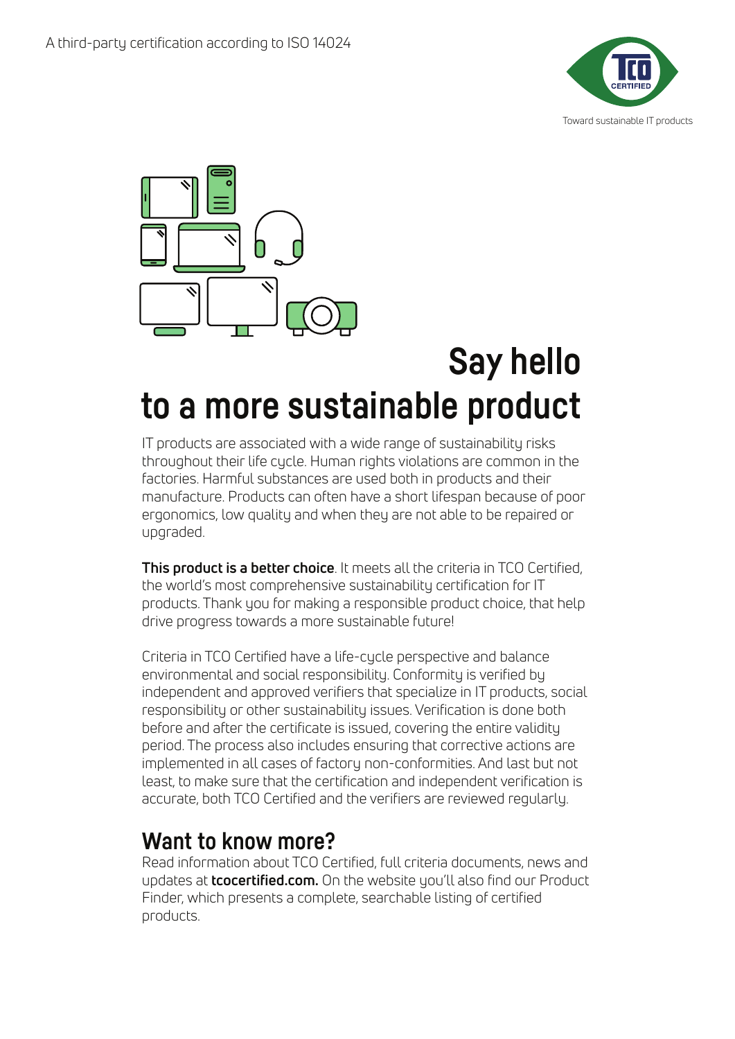A third-party certification according to ISO 14024

Toward sustainable IT products

# Say hello to a more sustainable product

IT products are associated with a wide range of sustainability risks throughout their life cycle. Human rights violations are common in the factories. Harmful substances are used both in products and their manufacture. Products can often have a short lifespan because of poor ergonomics, low quality and when they are not able to be repaired or upgraded.

**This product is a better choice**. It meets all the criteria in TCO Certified, the world's most comprehensive sustainability certification for IT products. Thank you for making a responsible product choice, that help drive progress towards a more sustainable future!

Criteria in TCO Certified have a life-cycle perspective and balance environmental and social responsibility. Conformity is verified by independent and approved verifiers that specialize in IT products, social responsibility or other sustainability issues. Verification is done both before and after the certificate is issued, covering the entire validity period. The process also includes ensuring that corrective actions are implemented in all cases of factory non-conformities. And last but not least, to make sure that the certification and independent verification is accurate, both TCO Certified and the verifiers are reviewed regularly.

## Want to know more?

Read information about TCO Certified, full criteria documents, news and updates at **tcocertified.com.** On the website you'll also find our Product Finder, which presents a complete, searchable listing of certified products.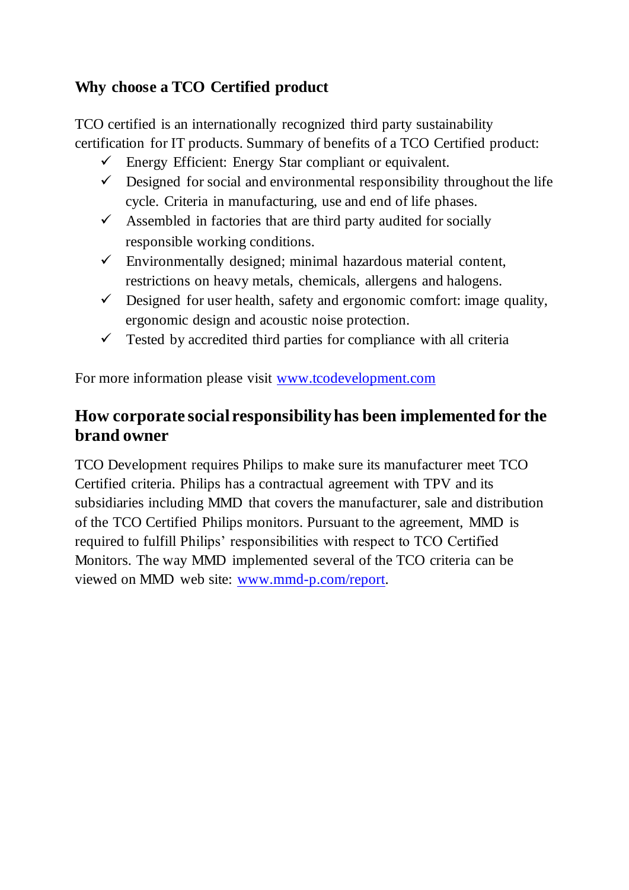### Why choose a TCO Certified product

TCO certified is an internationally recognized third party sustainability certification for IT products. Summary of benefits of a TCO Certified product:

- ✓ Energy Efficient: Energy Star compliant or equivalent.
- ✓ Designed for social and environmental responsibility throughout the life cycle. Criteria in manufacturing, use and end of life phases.
- ✓ Assembled in factories that are third party audited for socially responsible working conditions.
- ✓ Environmentally designed; minimal hazardous material content, restrictions on heavy metals, chemicals, allergens and halogens.
- ✓ Designed for user health, safety and ergonomic comfort: image quality, ergonomic design and acoustic noise protection.
- ✓ Tested by accredited third parties for compliance with all criteria

For more information please visit [www.tcodevelopment.com](http://www.tcodevelopment.com)

## How corporate social responsibility has been implemented for the brand owner

TCO Development requires Philips to make sure its manufacturer meet TCO Certified criteria. Philips has a contractual agreement with TPV and its subsidiaries including MMD that covers the manufacturer, sale and distribution of the TCO Certified Philips monitors. Pursuant to the agreement, MMD is required to fulfill Philips' responsibilities with respect to TCO Certified Monitors. The way MMD implemented several of the TCO criteria can be viewed on MMD web site: [www.mmd-p.com/report](http://www.mmd-p.com/report).